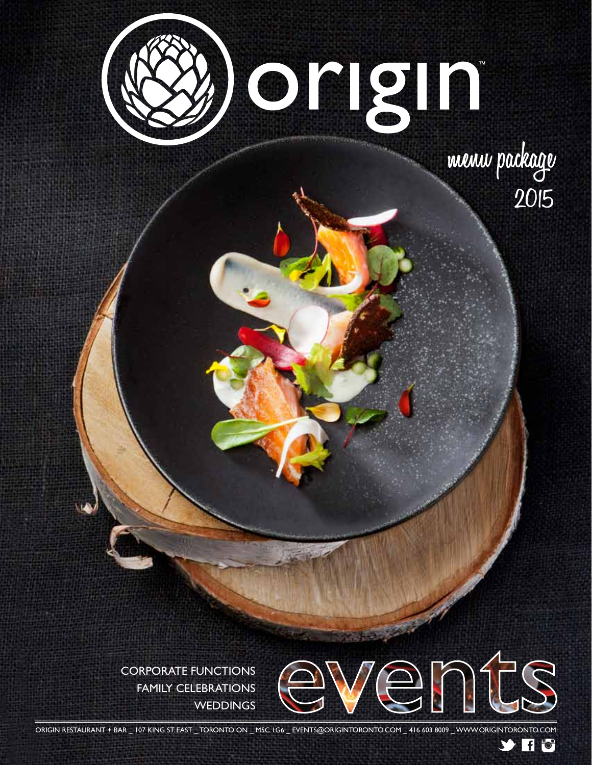# origin™

menu package
2015

CORPORATE FUNCTIONS
FAMILY CELEBRATIONS
WEDDINGS

# events

ORIGIN RESTAURANT + BAR _ 107 KING ST. EAST _ TORONTO ON _ M5C 1G6 _ EVENTS@ORIGINTORONTO.COM _ 416 603 8009 _ WWW.ORIGINTORONTO.COM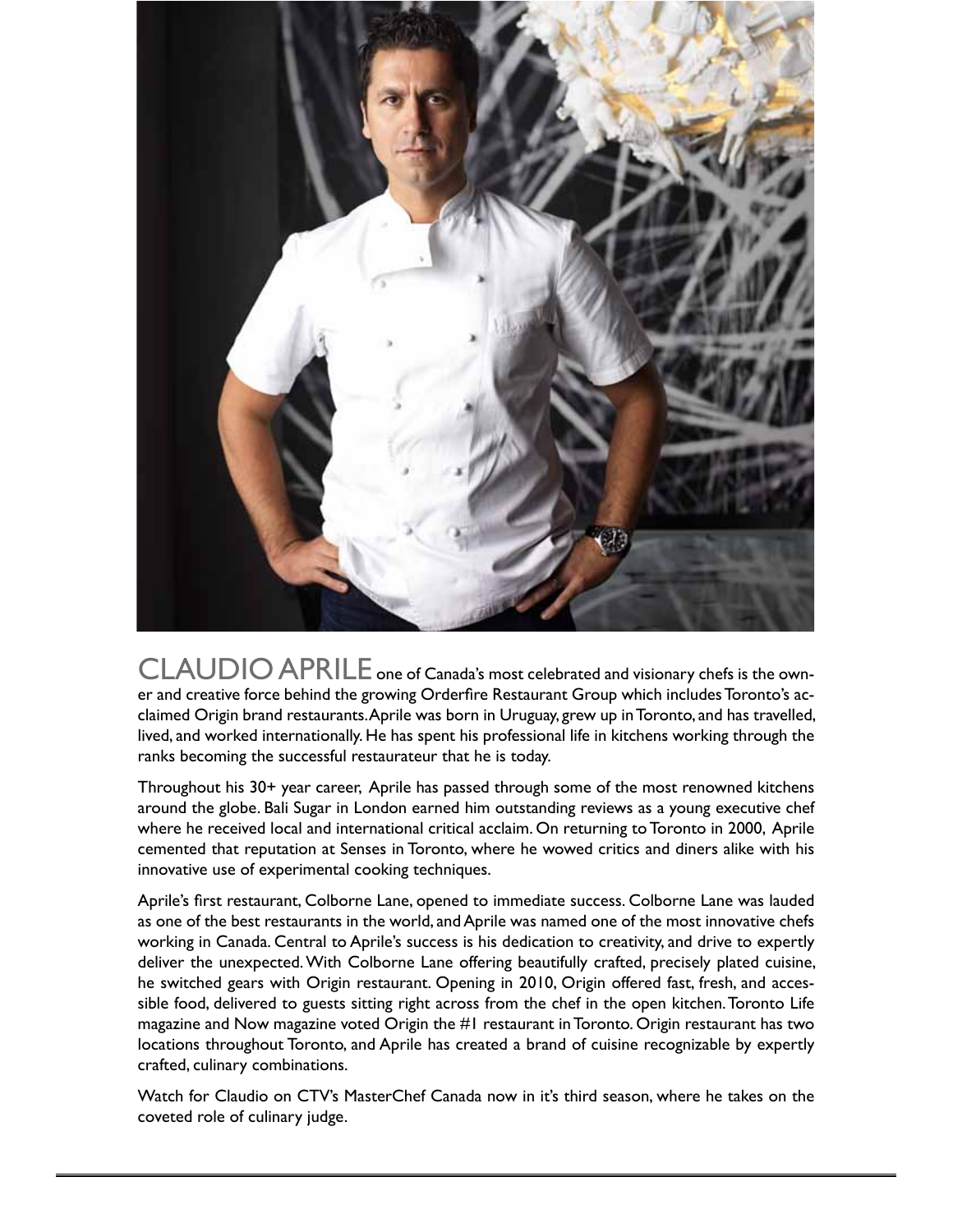**CLAUDIO APRILE** one of Canada's most celebrated and visionary chefs is the owner and creative force behind the growing Orderfire Restaurant Group which includes Toronto's acclaimed Origin brand restaurants. Aprile was born in Uruguay, grew up in Toronto, and has travelled, lived, and worked internationally. He has spent his professional life in kitchens working through the ranks becoming the successful restaurateur that he is today.

Throughout his 30+ year career, Aprile has passed through some of the most renowned kitchens around the globe. Bali Sugar in London earned him outstanding reviews as a young executive chef where he received local and international critical acclaim. On returning to Toronto in 2000, Aprile cemented that reputation at Senses in Toronto, where he wowed critics and diners alike with his innovative use of experimental cooking techniques.

Aprile's first restaurant, Colborne Lane, opened to immediate success. Colborne Lane was lauded as one of the best restaurants in the world, and Aprile was named one of the most innovative chefs working in Canada. Central to Aprile's success is his dedication to creativity, and drive to expertly deliver the unexpected. With Colborne Lane offering beautifully crafted, precisely plated cuisine, he switched gears with Origin restaurant. Opening in 2010, Origin offered fast, fresh, and accessible food, delivered to guests sitting right across from the chef in the open kitchen. Toronto Life magazine and Now magazine voted Origin the #1 restaurant in Toronto. Origin restaurant has two locations throughout Toronto, and Aprile has created a brand of cuisine recognizable by expertly crafted, culinary combinations.

Watch for Claudio on CTV's MasterChef Canada now in it's third season, where he takes on the coveted role of culinary judge.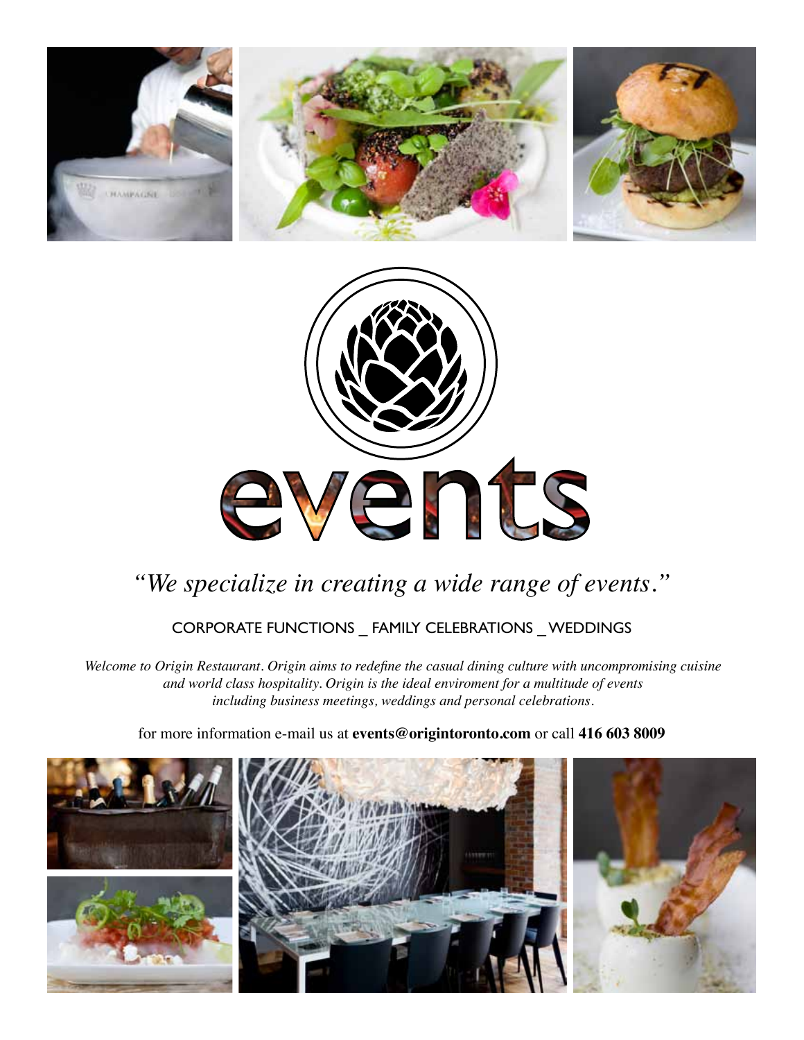# events

*"We specialize in creating a wide range of events."*

CORPORATE FUNCTIONS _ FAMILY CELEBRATIONS _ WEDDINGS

*Welcome to Origin Restaurant. Origin aims to redefine the casual dining culture with uncompromising cuisine and world class hospitality. Origin is the ideal enviroment for a multitude of events including business meetings, weddings and personal celebrations.*

for more information e-mail us at **events@origintoronto.com** or call **416 603 8009**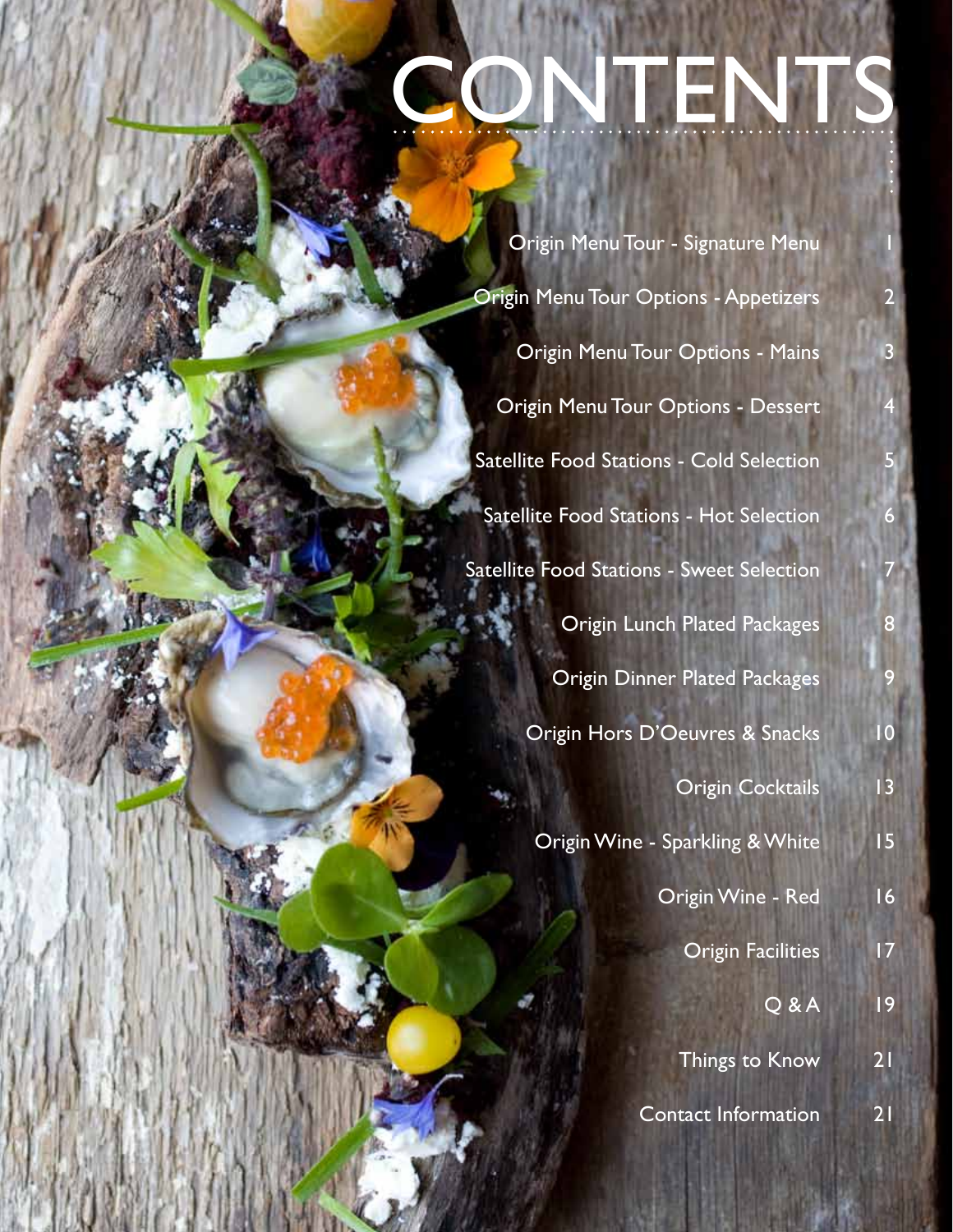# CONTENTS

| | |
|---|---|
| Origin Menu Tour - Signature Menu | 1 |
| Origin Menu Tour Options - Appetizers | 2 |
| Origin Menu Tour Options - Mains | 3 |
| Origin Menu Tour Options - Dessert | 4 |
| Satellite Food Stations - Cold Selection | 5 |
| Satellite Food Stations - Hot Selection | 6 |
| Satellite Food Stations - Sweet Selection | 7 |
| Origin Lunch Plated Packages | 8 |
| Origin Dinner Plated Packages | 9 |
| Origin Hors D'Oeuvres & Snacks | 10 |
| Origin Cocktails | 13 |
| Origin Wine - Sparkling & White | 15 |
| Origin Wine - Red | 16 |
| Origin Facilities | 17 |
| Q & A | 19 |
| Things to Know | 21 |
| Contact Information | 21 |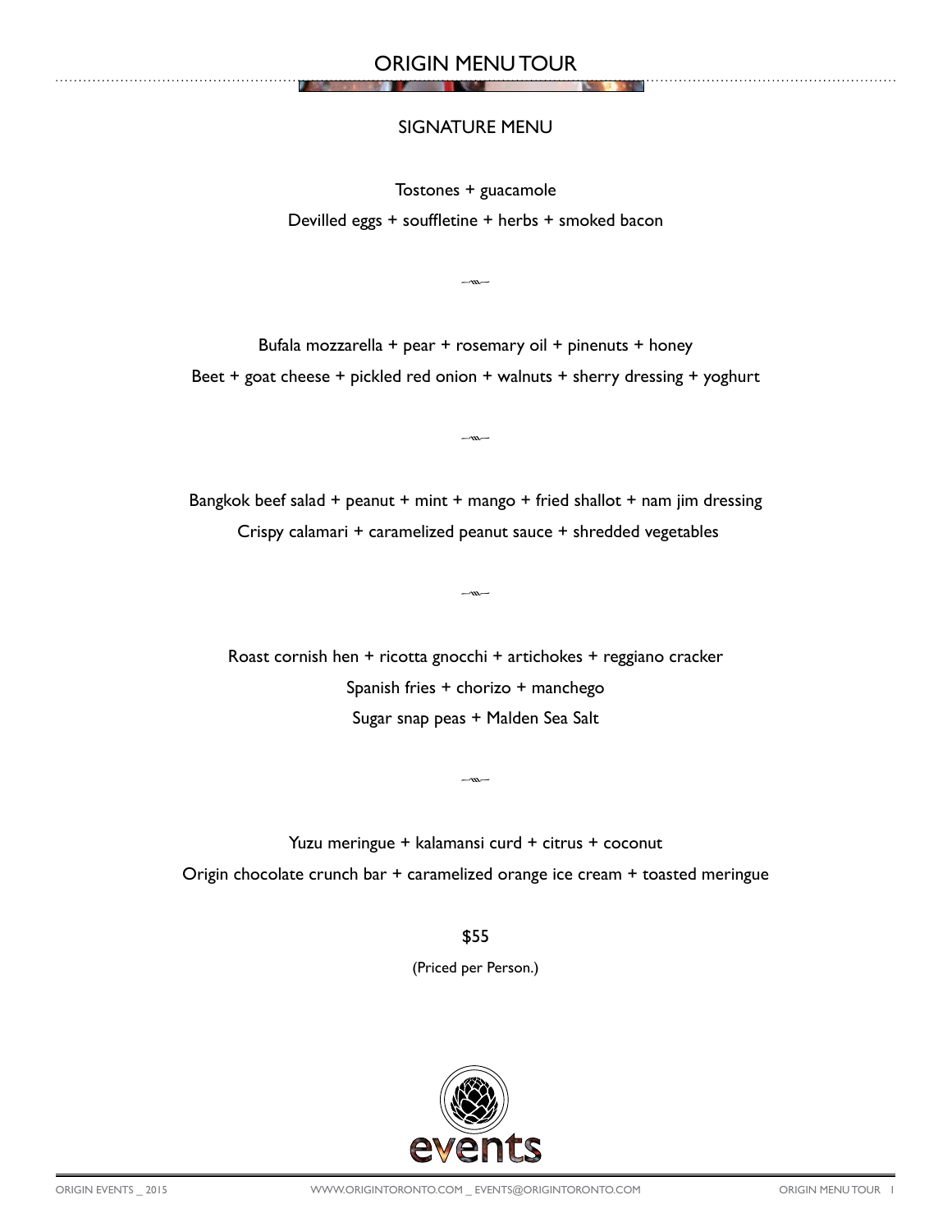## ORIGIN MENU TOUR

### SIGNATURE MENU

Tostones + guacamole

Devilled eggs + souffletine + herbs + smoked bacon

Bufala mozzarella + pear + rosemary oil + pinenuts + honey

Beet + goat cheese + pickled red onion + walnuts + sherry dressing + yoghurt

Bangkok beef salad + peanut + mint + mango + fried shallot + nam jim dressing

Crispy calamari + caramelized peanut sauce + shredded vegetables

Roast cornish hen + ricotta gnocchi + artichokes + reggiano cracker

Spanish fries + chorizo + manchego

Sugar snap peas + Malden Sea Salt

Yuzu meringue + kalamansi curd + citrus + coconut

Origin chocolate crunch bar + caramelized orange ice cream + toasted meringue

$55

(Priced per Person.)

events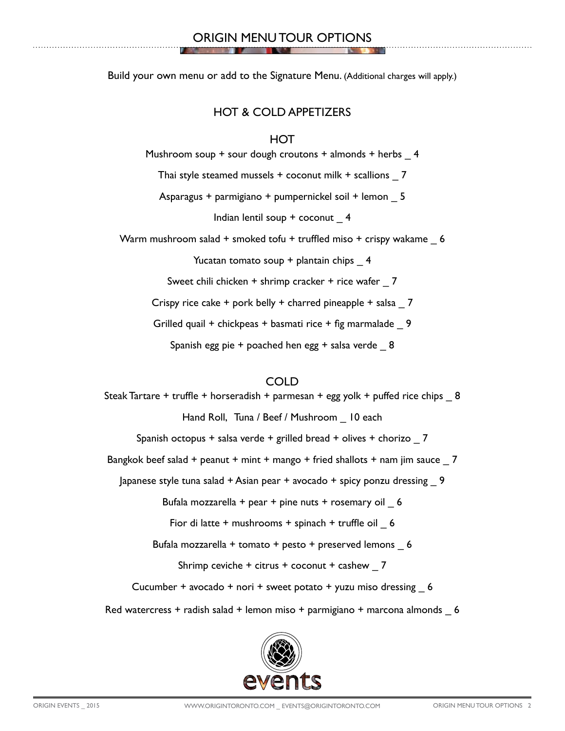# ORIGIN MENU TOUR OPTIONS

Build your own menu or add to the Signature Menu. (Additional charges will apply.)

## HOT & COLD APPETIZERS

### HOT

Mushroom soup + sour dough croutons + almonds + herbs _ 4

Thai style steamed mussels + coconut milk + scallions _ 7

Asparagus + parmigiano + pumpernickel soil + lemon _ 5

Indian lentil soup + coconut _ 4

Warm mushroom salad + smoked tofu + truffled miso + crispy wakame _ 6

Yucatan tomato soup + plantain chips _ 4

Sweet chili chicken + shrimp cracker + rice wafer _ 7

Crispy rice cake + pork belly + charred pineapple + salsa _ 7

Grilled quail + chickpeas + basmati rice + fig marmalade _ 9

Spanish egg pie + poached hen egg + salsa verde _ 8

### COLD

Steak Tartare + truffle + horseradish + parmesan + egg yolk + puffed rice chips _ 8

Hand Roll, Tuna / Beef / Mushroom _ 10 each

Spanish octopus + salsa verde + grilled bread + olives + chorizo _ 7

Bangkok beef salad + peanut + mint + mango + fried shallots + nam jim sauce _ 7

Japanese style tuna salad + Asian pear + avocado + spicy ponzu dressing _ 9

Bufala mozzarella + pear + pine nuts + rosemary oil _ 6

Fior di latte + mushrooms + spinach + truffle oil _ 6

Bufala mozzarella + tomato + pesto + preserved lemons _ 6

Shrimp ceviche + citrus + coconut + cashew _ 7

Cucumber + avocado + nori + sweet potato + yuzu miso dressing _ 6

Red watercress + radish salad + lemon miso + parmigiano + marcona almonds _ 6

events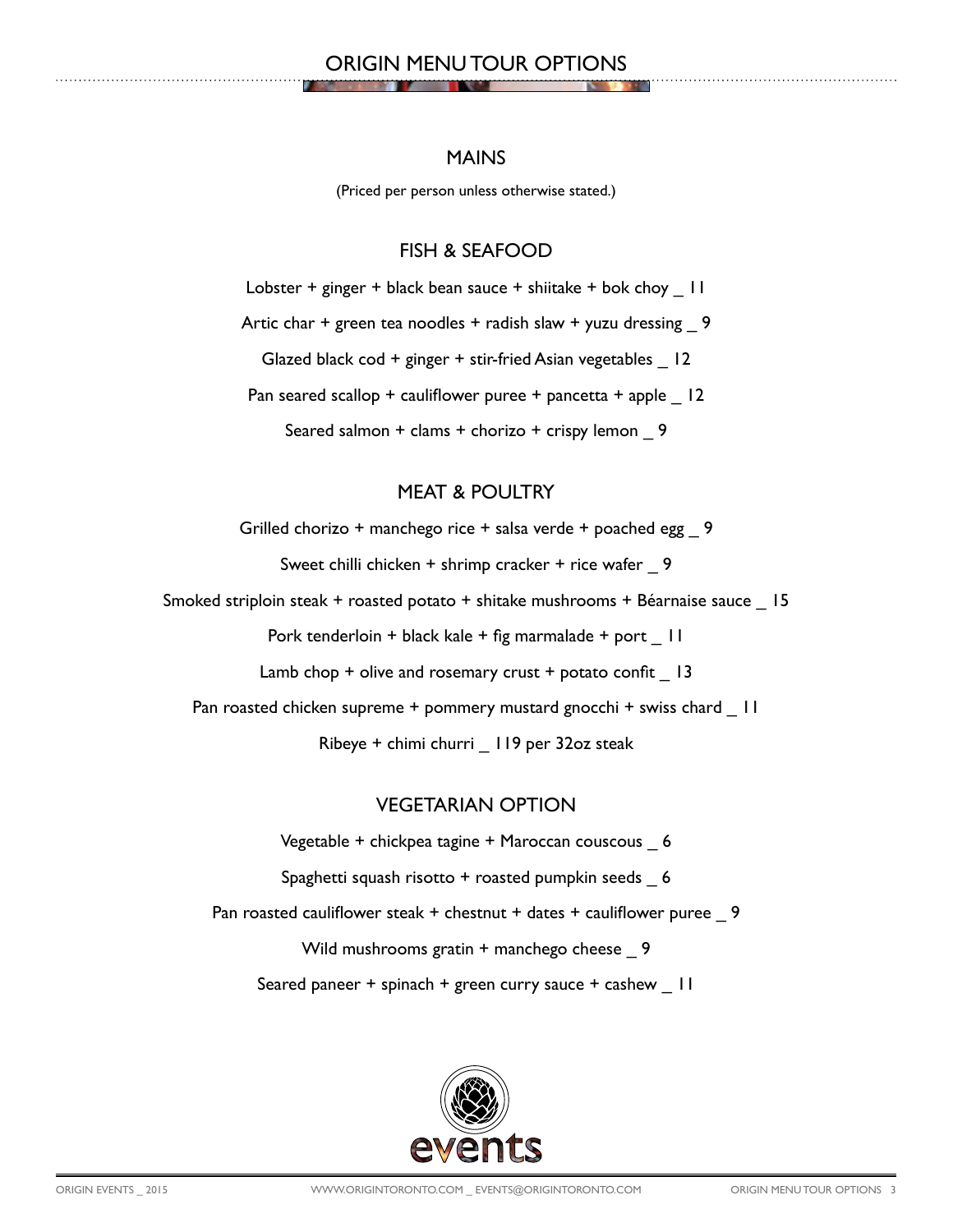# ORIGIN MENU TOUR OPTIONS

## MAINS

(Priced per person unless otherwise stated.)

### FISH & SEAFOOD

Lobster + ginger + black bean sauce + shiitake + bok choy _ 11

Artic char + green tea noodles + radish slaw + yuzu dressing _ 9

Glazed black cod + ginger + stir-fried Asian vegetables _ 12

Pan seared scallop + cauliflower puree + pancetta + apple _ 12

Seared salmon + clams + chorizo + crispy lemon _ 9

### MEAT & POULTRY

Grilled chorizo + manchego rice + salsa verde + poached egg _ 9

Sweet chilli chicken + shrimp cracker + rice wafer _ 9

Smoked striploin steak + roasted potato + shitake mushrooms + Béarnaise sauce _ 15

Pork tenderloin + black kale + fig marmalade + port _ 11

Lamb chop + olive and rosemary crust + potato confit _ 13

Pan roasted chicken supreme + pommery mustard gnocchi + swiss chard _ 11

Ribeye + chimi churri _ 119 per 32oz steak

### VEGETARIAN OPTION

Vegetable + chickpea tagine + Maroccan couscous _ 6

Spaghetti squash risotto + roasted pumpkin seeds _ 6

Pan roasted cauliflower steak + chestnut + dates + cauliflower puree _ 9

Wild mushrooms gratin + manchego cheese _ 9

Seared paneer + spinach + green curry sauce + cashew _ 11

events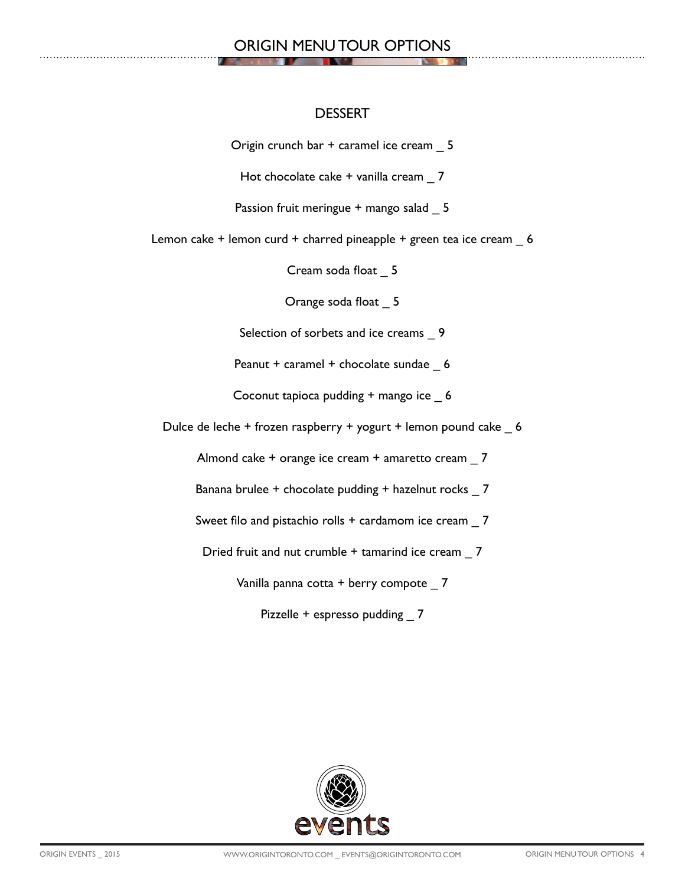# ORIGIN MENU TOUR OPTIONS

## DESSERT

Origin crunch bar + caramel ice cream _ 5

Hot chocolate cake + vanilla cream _ 7

Passion fruit meringue + mango salad _ 5

Lemon cake + lemon curd + charred pineapple + green tea ice cream _ 6

Cream soda float _ 5

Orange soda float _ 5

Selection of sorbets and ice creams _ 9

Peanut + caramel + chocolate sundae _ 6

Coconut tapioca pudding + mango ice _ 6

Dulce de leche + frozen raspberry + yogurt + lemon pound cake _ 6

Almond cake + orange ice cream + amaretto cream _ 7

Banana brulee + chocolate pudding + hazelnut rocks _ 7

Sweet filo and pistachio rolls + cardamom ice cream _ 7

Dried fruit and nut crumble + tamarind ice cream _ 7

Vanilla panna cotta + berry compote _ 7

Pizzelle + espresso pudding _ 7

events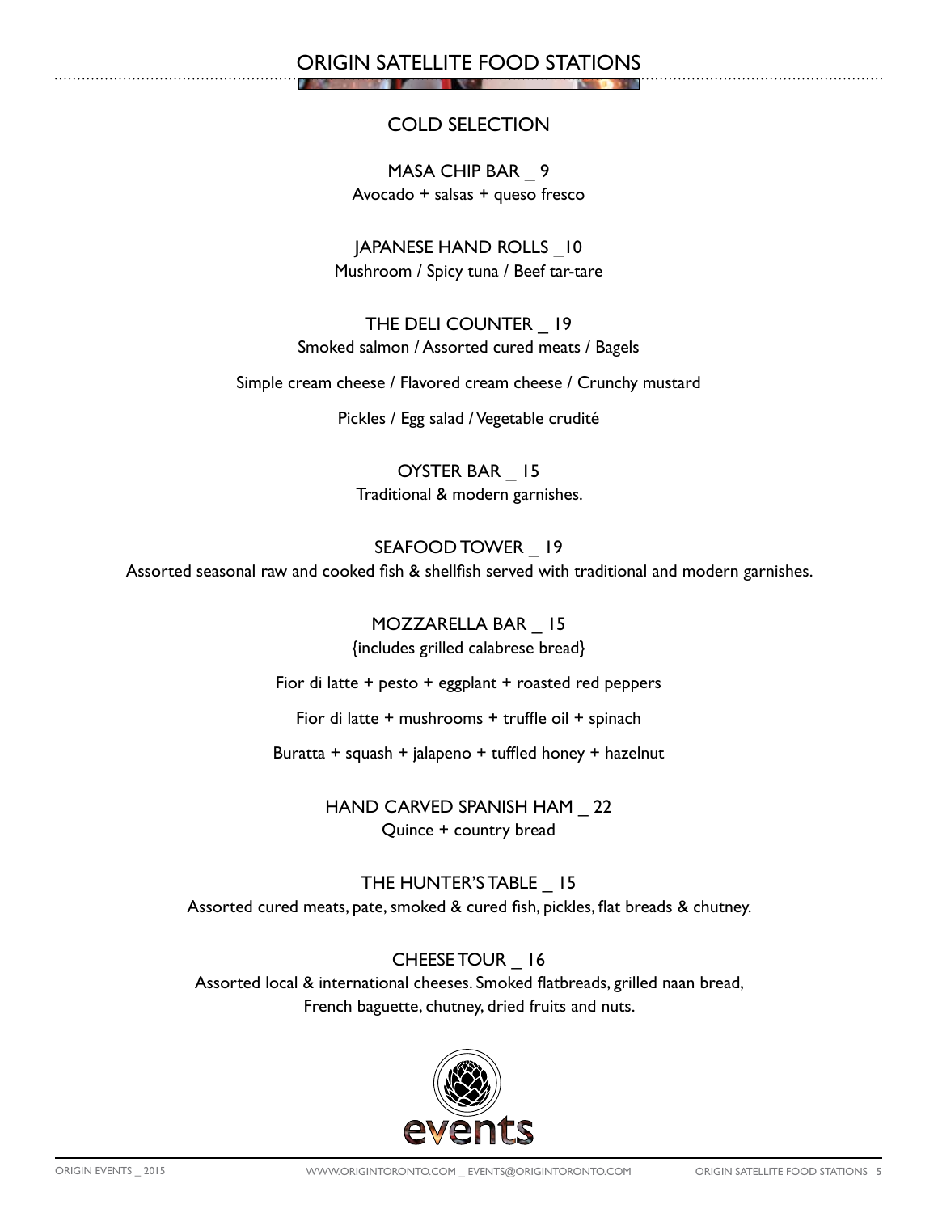# ORIGIN SATELLITE FOOD STATIONS

## COLD SELECTION

MASA CHIP BAR _ 9
Avocado + salsas + queso fresco

JAPANESE HAND ROLLS _10
Mushroom / Spicy tuna / Beef tar-tare

THE DELI COUNTER _ 19
Smoked salmon / Assorted cured meats / Bagels

Simple cream cheese / Flavored cream cheese / Crunchy mustard

Pickles / Egg salad / Vegetable crudité

OYSTER BAR _ 15
Traditional & modern garnishes.

SEAFOOD TOWER _ 19
Assorted seasonal raw and cooked fish & shellfish served with traditional and modern garnishes.

MOZZARELLA BAR _ 15
{includes grilled calabrese bread}

Fior di latte + pesto + eggplant + roasted red peppers

Fior di latte + mushrooms + truffle oil + spinach

Buratta + squash + jalapeno + tuffled honey + hazelnut

HAND CARVED SPANISH HAM _ 22
Quince + country bread

THE HUNTER'S TABLE _ 15
Assorted cured meats, pate, smoked & cured fish, pickles, flat breads & chutney.

CHEESE TOUR _ 16
Assorted local & international cheeses. Smoked flatbreads, grilled naan bread, French baguette, chutney, dried fruits and nuts.

events

ORIGIN EVENTS _ 2015 WWW.ORIGINTORONTO.COM _ EVENTS@ORIGINTORONTO.COM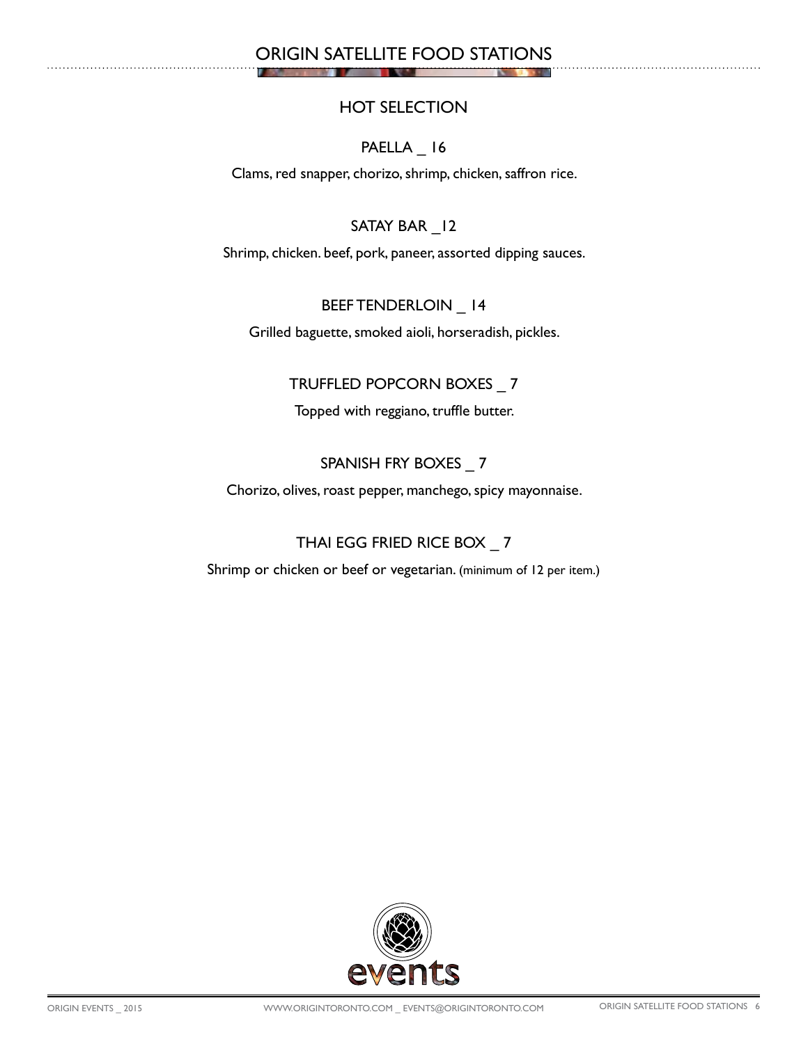# ORIGIN SATELLITE FOOD STATIONS

## HOT SELECTION

### PAELLA _ 16

Clams, red snapper, chorizo, shrimp, chicken, saffron rice.

### SATAY BAR _12

Shrimp, chicken. beef, pork, paneer, assorted dipping sauces.

### BEEF TENDERLOIN _ 14

Grilled baguette, smoked aioli, horseradish, pickles.

### TRUFFLED POPCORN BOXES _ 7

Topped with reggiano, truffle butter.

### SPANISH FRY BOXES _ 7

Chorizo, olives, roast pepper, manchego, spicy mayonnaise.

### THAI EGG FRIED RICE BOX _ 7

Shrimp or chicken or beef or vegetarian. (minimum of 12 per item.)

events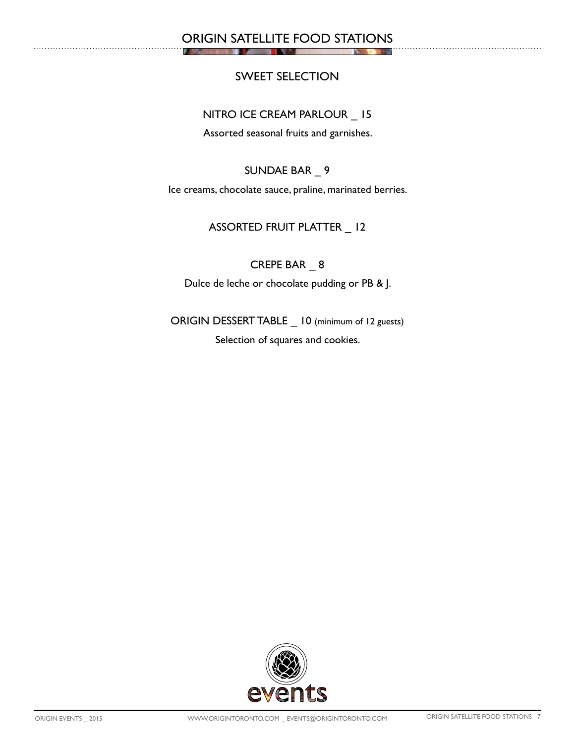# ORIGIN SATELLITE FOOD STATIONS

## SWEET SELECTION

### NITRO ICE CREAM PARLOUR _ 15

Assorted seasonal fruits and garnishes.

### SUNDAE BAR _ 9

Ice creams, chocolate sauce, praline, marinated berries.

### ASSORTED FRUIT PLATTER _ 12

### CREPE BAR _ 8

Dulce de leche or chocolate pudding or PB & J.

### ORIGIN DESSERT TABLE _ 10 (minimum of 12 guests)

Selection of squares and cookies.

events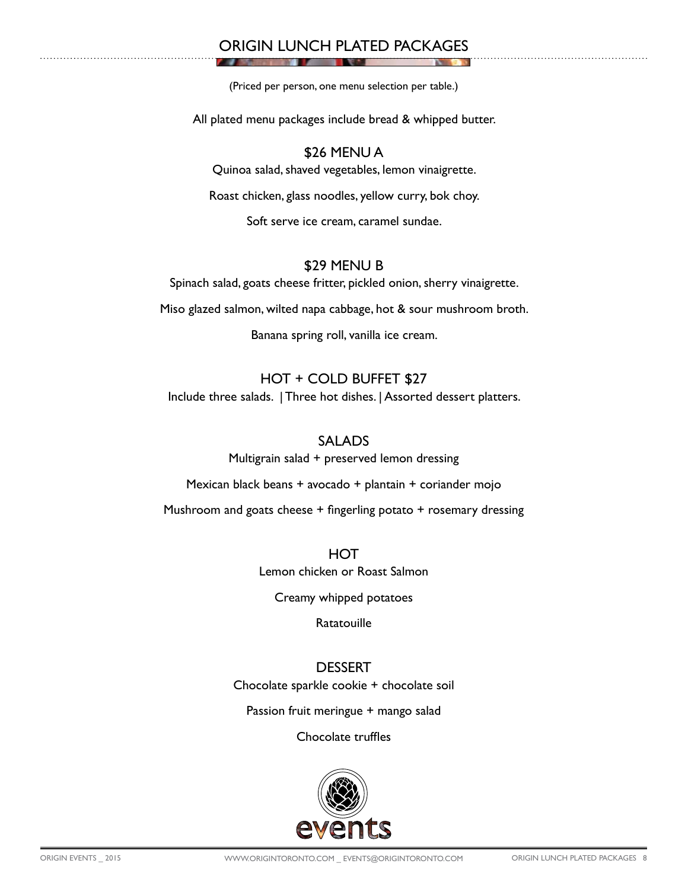# ORIGIN LUNCH PLATED PACKAGES

(Priced per person, one menu selection per table.)

All plated menu packages include bread & whipped butter.

## $26 MENU A

Quinoa salad, shaved vegetables, lemon vinaigrette.

Roast chicken, glass noodles, yellow curry, bok choy.

Soft serve ice cream, caramel sundae.

## $29 MENU B

Spinach salad, goats cheese fritter, pickled onion, sherry vinaigrette.

Miso glazed salmon, wilted napa cabbage, hot & sour mushroom broth.

Banana spring roll, vanilla ice cream.

## HOT + COLD BUFFET $27

Include three salads. | Three hot dishes. | Assorted dessert platters.

### SALADS

Multigrain salad + preserved lemon dressing

Mexican black beans + avocado + plantain + coriander mojo

Mushroom and goats cheese + fingerling potato + rosemary dressing

### HOT

Lemon chicken or Roast Salmon

Creamy whipped potatoes

Ratatouille

### DESSERT

Chocolate sparkle cookie + chocolate soil

Passion fruit meringue + mango salad

Chocolate truffles

events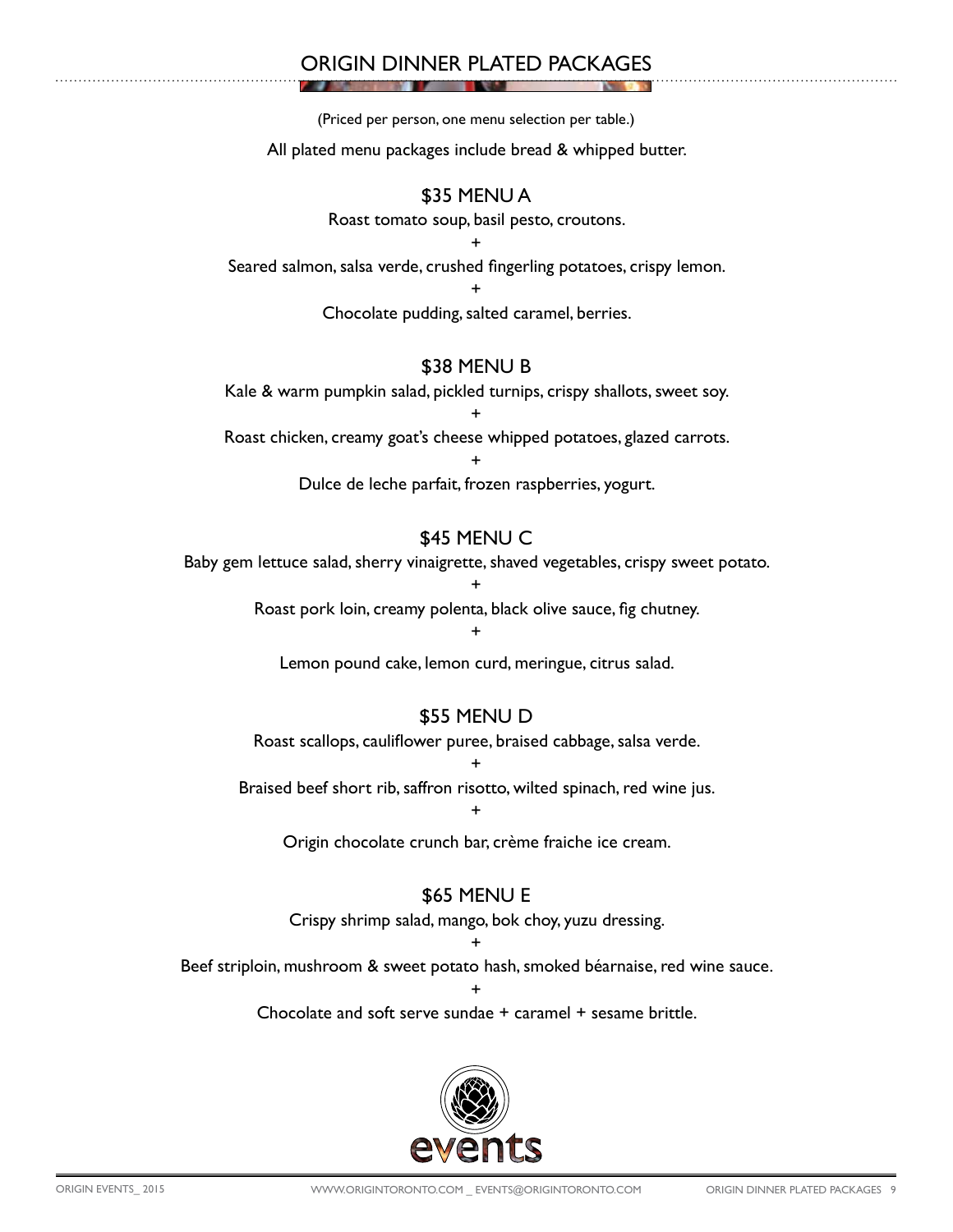# ORIGIN DINNER PLATED PACKAGES

(Priced per person, one menu selection per table.)

All plated menu packages include bread & whipped butter.

## $35 MENU A

Roast tomato soup, basil pesto, croutons.

+

Seared salmon, salsa verde, crushed fingerling potatoes, crispy lemon.

+

Chocolate pudding, salted caramel, berries.

## $38 MENU B

Kale & warm pumpkin salad, pickled turnips, crispy shallots, sweet soy.

+

Roast chicken, creamy goat's cheese whipped potatoes, glazed carrots.

+

Dulce de leche parfait, frozen raspberries, yogurt.

## $45 MENU C

Baby gem lettuce salad, sherry vinaigrette, shaved vegetables, crispy sweet potato.

+

Roast pork loin, creamy polenta, black olive sauce, fig chutney.

+

Lemon pound cake, lemon curd, meringue, citrus salad.

## $55 MENU D

Roast scallops, cauliflower puree, braised cabbage, salsa verde.

+

Braised beef short rib, saffron risotto, wilted spinach, red wine jus.

+

Origin chocolate crunch bar, crème fraiche ice cream.

## $65 MENU E

Crispy shrimp salad, mango, bok choy, yuzu dressing.

+

Beef striploin, mushroom & sweet potato hash, smoked béarnaise, red wine sauce.

+

Chocolate and soft serve sundae + caramel + sesame brittle.

events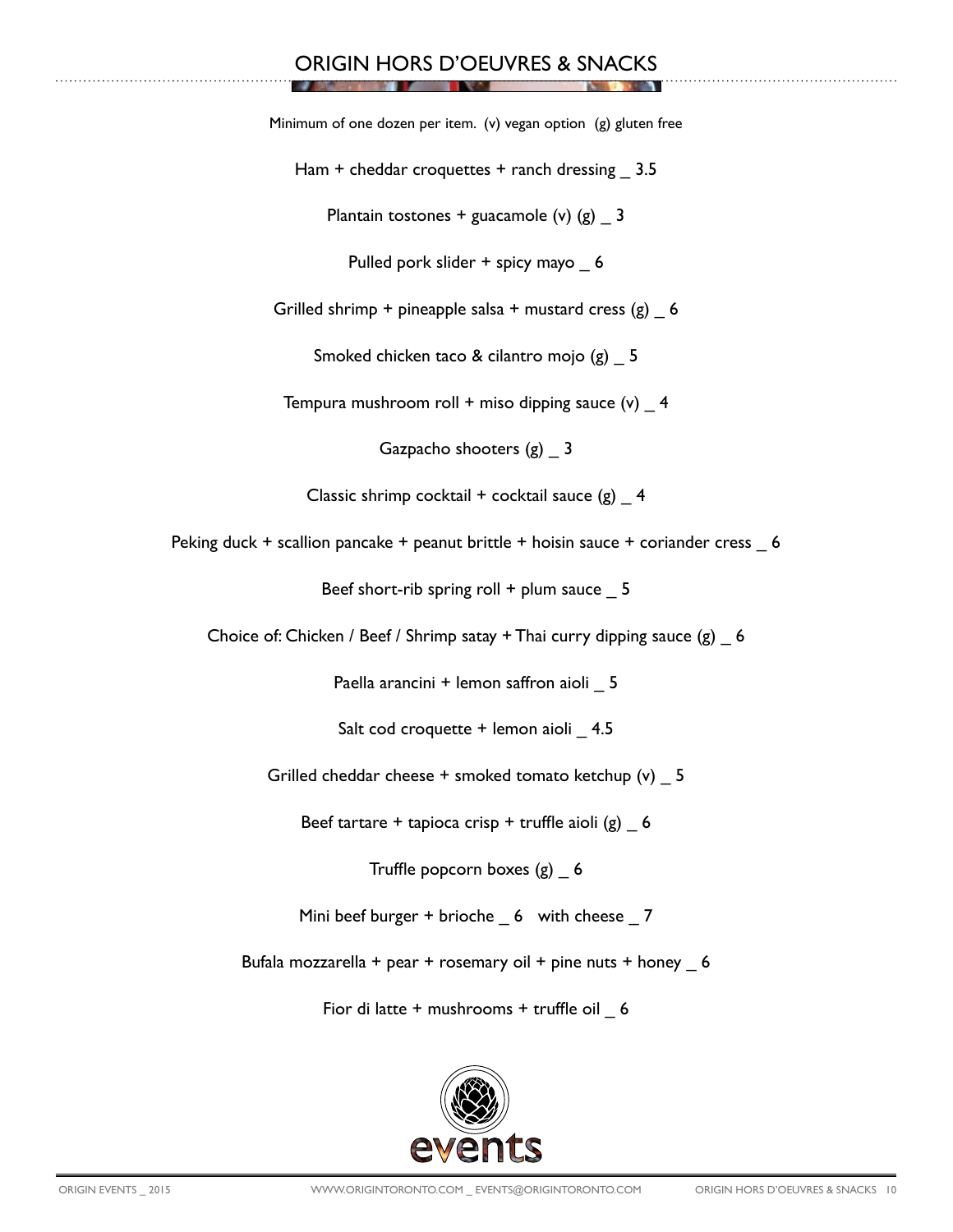# ORIGIN HORS D'OEUVRES & SNACKS

Minimum of one dozen per item. (v) vegan option (g) gluten free

Ham + cheddar croquettes + ranch dressing _ 3.5

Plantain tostones + guacamole (v) (g) _ 3

Pulled pork slider + spicy mayo _ 6

Grilled shrimp + pineapple salsa + mustard cress (g) _ 6

Smoked chicken taco & cilantro mojo (g) _ 5

Tempura mushroom roll + miso dipping sauce (v) _ 4

Gazpacho shooters (g) _ 3

Classic shrimp cocktail + cocktail sauce (g) _ 4

Peking duck + scallion pancake + peanut brittle + hoisin sauce + coriander cress _ 6

Beef short-rib spring roll + plum sauce _ 5

Choice of: Chicken / Beef / Shrimp satay + Thai curry dipping sauce (g) _ 6

Paella arancini + lemon saffron aioli _ 5

Salt cod croquette + lemon aioli _ 4.5

Grilled cheddar cheese + smoked tomato ketchup (v) _ 5

Beef tartare + tapioca crisp + truffle aioli (g) _ 6

Truffle popcorn boxes (g) _ 6

Mini beef burger + brioche _ 6 with cheese _ 7

Bufala mozzarella + pear + rosemary oil + pine nuts + honey _ 6

Fior di latte + mushrooms + truffle oil _ 6

events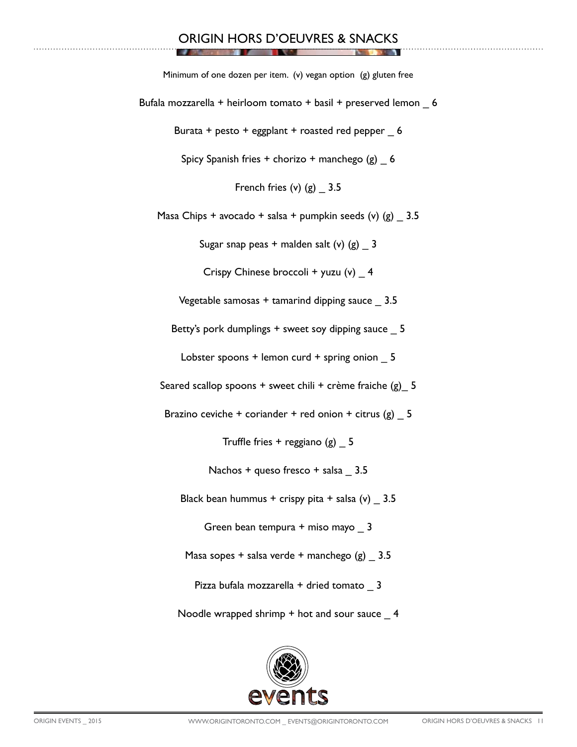# ORIGIN HORS D'OEUVRES & SNACKS

Minimum of one dozen per item. (v) vegan option (g) gluten free

Bufala mozzarella + heirloom tomato + basil + preserved lemon _ 6

Burata + pesto + eggplant + roasted red pepper _ 6

Spicy Spanish fries + chorizo + manchego (g) _ 6

French fries (v) (g) _ 3.5

Masa Chips + avocado + salsa + pumpkin seeds (v) (g) _ 3.5

Sugar snap peas + malden salt (v) (g) _ 3

Crispy Chinese broccoli + yuzu (v) _ 4

Vegetable samosas + tamarind dipping sauce _ 3.5

Betty's pork dumplings + sweet soy dipping sauce _ 5

Lobster spoons + lemon curd + spring onion _ 5

Seared scallop spoons + sweet chili + crème fraiche (g)_ 5

Brazino ceviche + coriander + red onion + citrus (g) _ 5

Truffle fries + reggiano (g) _ 5

Nachos + queso fresco + salsa _ 3.5

Black bean hummus + crispy pita + salsa (v) _ 3.5

Green bean tempura + miso mayo _ 3

Masa sopes + salsa verde + manchego (g) _ 3.5

Pizza bufala mozzarella + dried tomato _ 3

Noodle wrapped shrimp + hot and sour sauce _ 4

events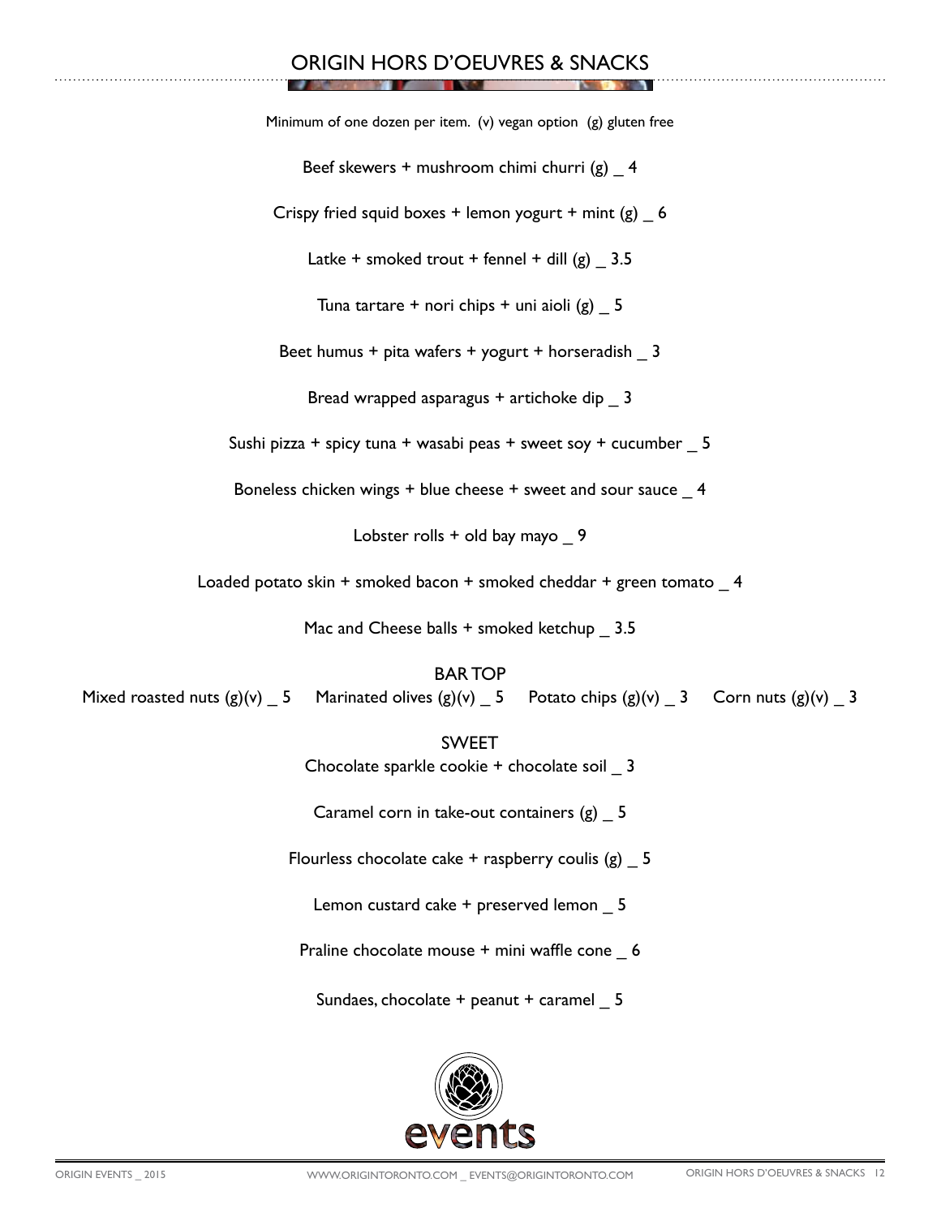# ORIGIN HORS D'OEUVRES & SNACKS

Minimum of one dozen per item. (v) vegan option (g) gluten free

Beef skewers + mushroom chimi churri (g) _ 4

Crispy fried squid boxes + lemon yogurt + mint (g) _ 6

Latke + smoked trout + fennel + dill (g) _ 3.5

Tuna tartare + nori chips + uni aioli (g) _ 5

Beet humus + pita wafers + yogurt + horseradish _ 3

Bread wrapped asparagus + artichoke dip _ 3

Sushi pizza + spicy tuna + wasabi peas + sweet soy + cucumber _ 5

Boneless chicken wings + blue cheese + sweet and sour sauce _ 4

Lobster rolls + old bay mayo _ 9

Loaded potato skin + smoked bacon + smoked cheddar + green tomato _ 4

Mac and Cheese balls + smoked ketchup _ 3.5

## BAR TOP

Mixed roasted nuts (g)(v) _ 5    Marinated olives (g)(v) _ 5    Potato chips (g)(v) _ 3    Corn nuts (g)(v) _ 3

## SWEET

Chocolate sparkle cookie + chocolate soil _ 3

Caramel corn in take-out containers (g) _ 5

Flourless chocolate cake + raspberry coulis (g) _ 5

Lemon custard cake + preserved lemon _ 5

Praline chocolate mouse + mini waffle cone _ 6

Sundaes, chocolate + peanut + caramel _ 5

events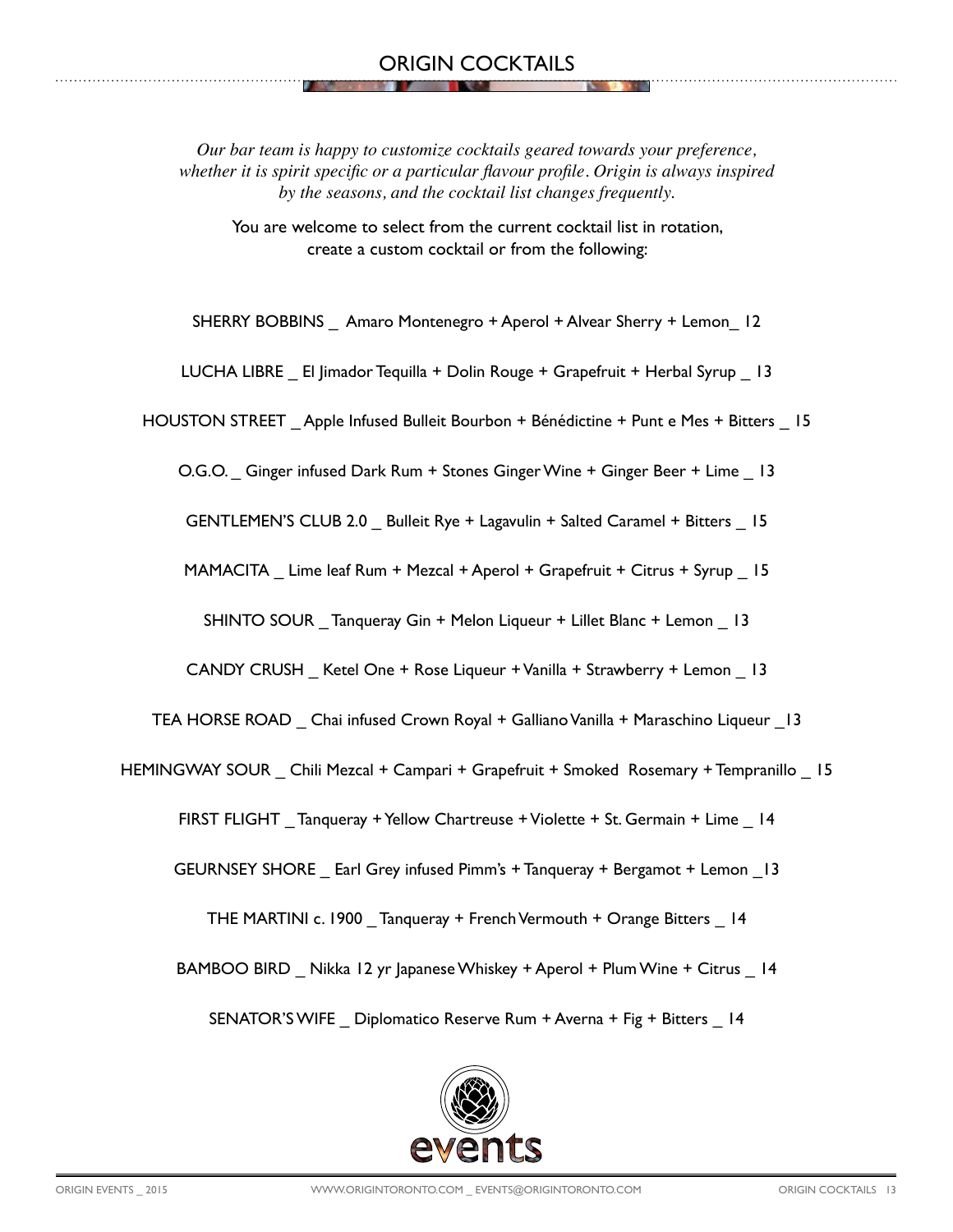# ORIGIN COCKTAILS

*Our bar team is happy to customize cocktails geared towards your preference, whether it is spirit specific or a particular flavour profile. Origin is always inspired by the seasons, and the cocktail list changes frequently.*

You are welcome to select from the current cocktail list in rotation, create a custom cocktail or from the following:

SHERRY BOBBINS _ Amaro Montenegro + Aperol + Alvear Sherry + Lemon_ 12

LUCHA LIBRE _ El Jimador Tequilla + Dolin Rouge + Grapefruit + Herbal Syrup _ 13

HOUSTON STREET _ Apple Infused Bulleit Bourbon + Bénédictine + Punt e Mes + Bitters _ 15

O.G.O. _ Ginger infused Dark Rum + Stones Ginger Wine + Ginger Beer + Lime _ 13

GENTLEMEN'S CLUB 2.0 _ Bulleit Rye + Lagavulin + Salted Caramel + Bitters _ 15

MAMACITA _ Lime leaf Rum + Mezcal + Aperol + Grapefruit + Citrus + Syrup _ 15

SHINTO SOUR _ Tanqueray Gin + Melon Liqueur + Lillet Blanc + Lemon _ 13

CANDY CRUSH _ Ketel One + Rose Liqueur + Vanilla + Strawberry + Lemon _ 13

TEA HORSE ROAD _ Chai infused Crown Royal + Galliano Vanilla + Maraschino Liqueur _13

HEMINGWAY SOUR _ Chili Mezcal + Campari + Grapefruit + Smoked Rosemary + Tempranillo _ 15

FIRST FLIGHT _ Tanqueray + Yellow Chartreuse + Violette + St. Germain + Lime _ 14

GEURNSEY SHORE _ Earl Grey infused Pimm's + Tanqueray + Bergamot + Lemon _13

THE MARTINI c. 1900 _ Tanqueray + French Vermouth + Orange Bitters _ 14

BAMBOO BIRD _ Nikka 12 yr Japanese Whiskey + Aperol + Plum Wine + Citrus _ 14

SENATOR'S WIFE _ Diplomatico Reserve Rum + Averna + Fig + Bitters _ 14

events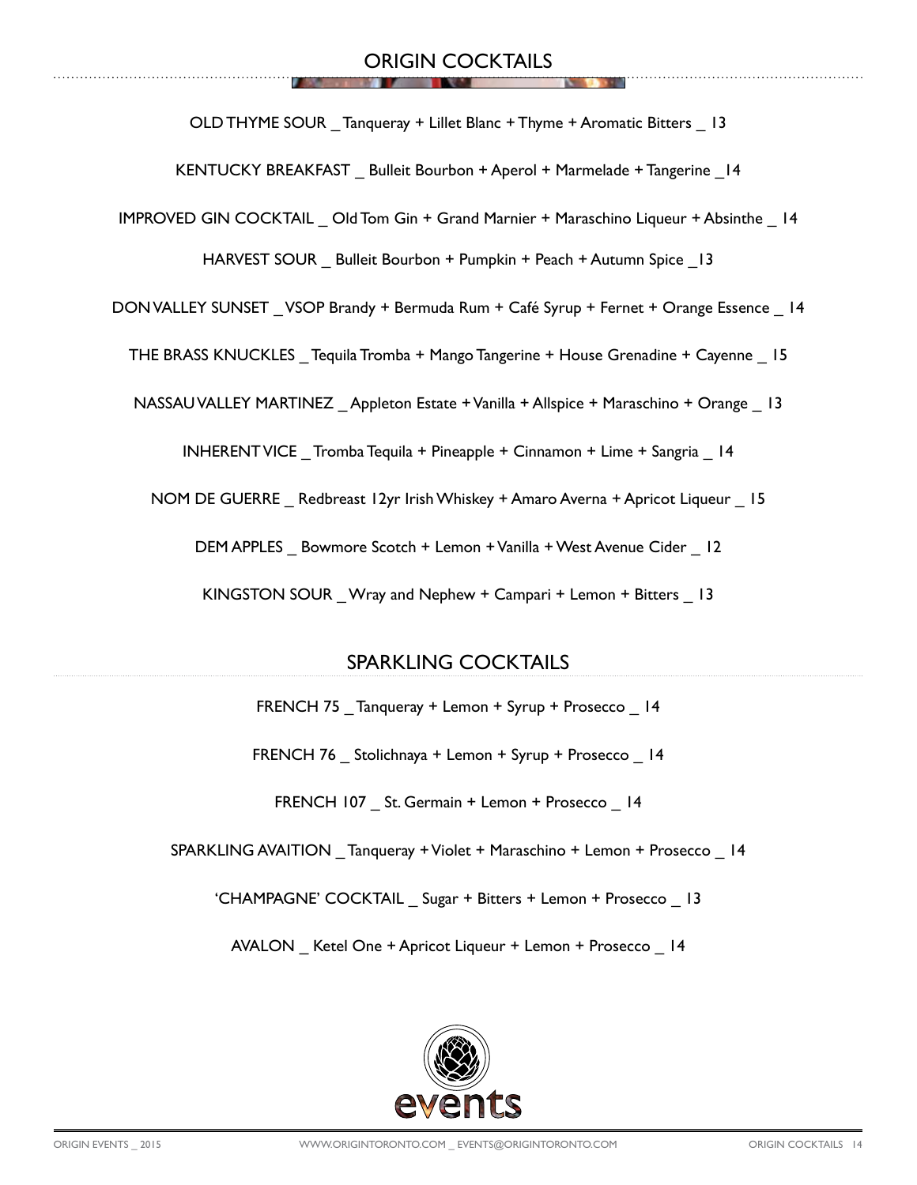## ORIGIN COCKTAILS

OLD THYME SOUR _ Tanqueray + Lillet Blanc + Thyme + Aromatic Bitters _ 13

KENTUCKY BREAKFAST _ Bulleit Bourbon + Aperol + Marmelade + Tangerine _14

IMPROVED GIN COCKTAIL _ Old Tom Gin + Grand Marnier + Maraschino Liqueur + Absinthe _ 14

HARVEST SOUR _ Bulleit Bourbon + Pumpkin + Peach + Autumn Spice _13

DON VALLEY SUNSET _ VSOP Brandy + Bermuda Rum + Café Syrup + Fernet + Orange Essence _ 14

THE BRASS KNUCKLES _ Tequila Tromba + Mango Tangerine + House Grenadine + Cayenne _ 15

NASSAU VALLEY MARTINEZ _ Appleton Estate + Vanilla + Allspice + Maraschino + Orange _ 13

INHERENT VICE _ Tromba Tequila + Pineapple + Cinnamon + Lime + Sangria _ 14

NOM DE GUERRE _ Redbreast 12yr Irish Whiskey + Amaro Averna + Apricot Liqueur _ 15

DEM APPLES _ Bowmore Scotch + Lemon + Vanilla + West Avenue Cider _ 12

KINGSTON SOUR _ Wray and Nephew + Campari + Lemon + Bitters _ 13

## SPARKLING COCKTAILS

FRENCH 75 _ Tanqueray + Lemon + Syrup + Prosecco _ 14

FRENCH 76 _ Stolichnaya + Lemon + Syrup + Prosecco _ 14

FRENCH 107 _ St. Germain + Lemon + Prosecco _ 14

SPARKLING AVAITION _ Tanqueray + Violet + Maraschino + Lemon + Prosecco _ 14

'CHAMPAGNE' COCKTAIL _ Sugar + Bitters + Lemon + Prosecco _ 13

AVALON _ Ketel One + Apricot Liqueur + Lemon + Prosecco _ 14

events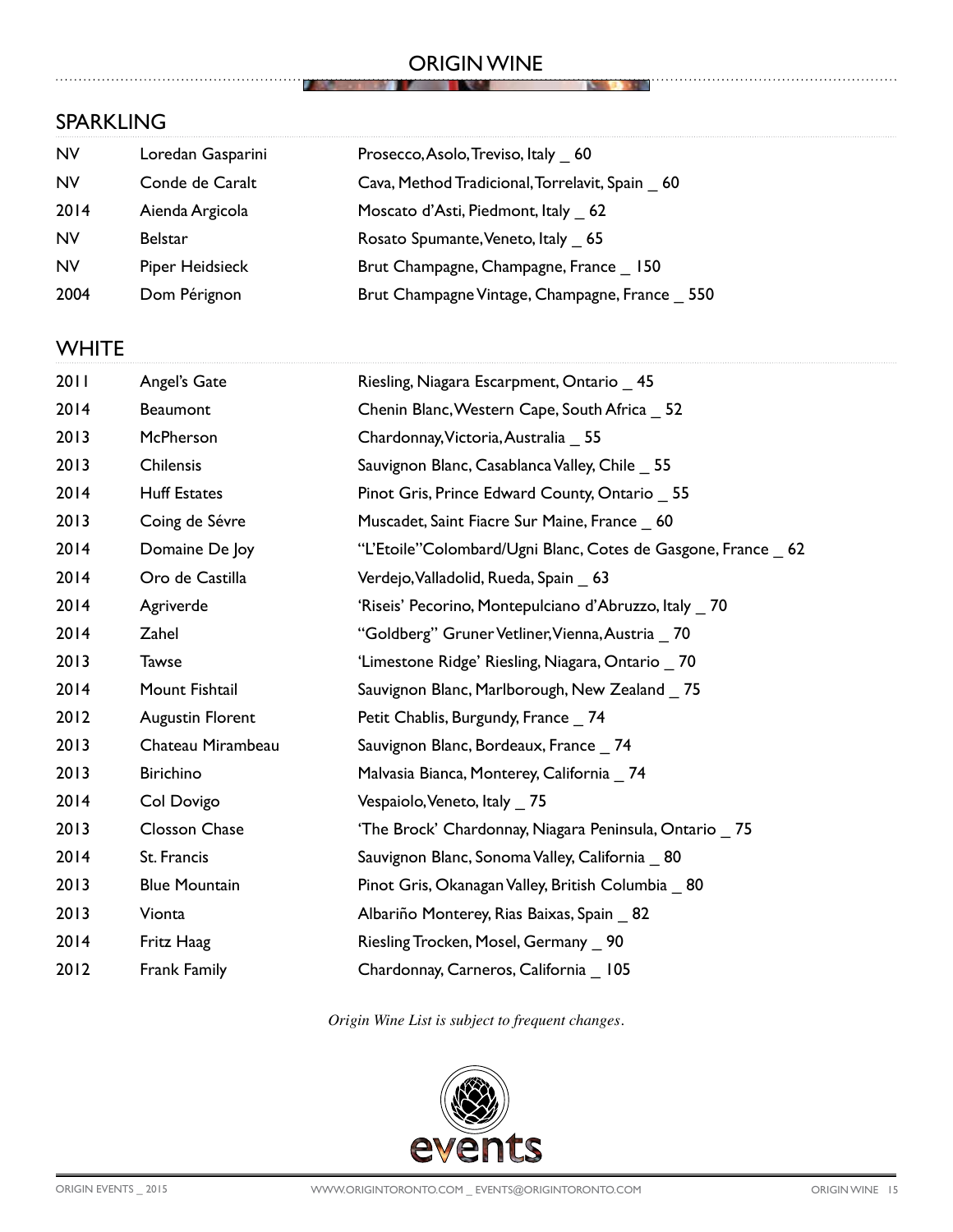# ORIGIN WINE

## SPARKLING

| | | |
|---|---|---|
| NV | Loredan Gasparini | Prosecco, Asolo, Treviso, Italy _ 60 |
| NV | Conde de Caralt | Cava, Method Tradicional, Torrelavit, Spain _ 60 |
| 2014 | Aienda Argicola | Moscato d'Asti, Piedmont, Italy _ 62 |
| NV | Belstar | Rosato Spumante, Veneto, Italy _ 65 |
| NV | Piper Heidsieck | Brut Champagne, Champagne, France _ 150 |
| 2004 | Dom Pérignon | Brut Champagne Vintage, Champagne, France _ 550 |

## WHITE

| | | |
|---|---|---|
| 2011 | Angel's Gate | Riesling, Niagara Escarpment, Ontario _ 45 |
| 2014 | Beaumont | Chenin Blanc, Western Cape, South Africa _ 52 |
| 2013 | McPherson | Chardonnay, Victoria, Australia _ 55 |
| 2013 | Chilensis | Sauvignon Blanc, Casablanca Valley, Chile _ 55 |
| 2014 | Huff Estates | Pinot Gris, Prince Edward County, Ontario _ 55 |
| 2013 | Coing de Sévre | Muscadet, Saint Fiacre Sur Maine, France _ 60 |
| 2014 | Domaine De Joy | "L'Etoile" Colombard/Ugni Blanc, Cotes de Gasgone, France _ 62 |
| 2014 | Oro de Castilla | Verdejo, Valladolid, Rueda, Spain _ 63 |
| 2014 | Agriverde | 'Riseis' Pecorino, Montepulciano d'Abruzzo, Italy _ 70 |
| 2014 | Zahel | "Goldberg" Gruner Vetliner, Vienna, Austria _ 70 |
| 2013 | Tawse | 'Limestone Ridge' Riesling, Niagara, Ontario _ 70 |
| 2014 | Mount Fishtail | Sauvignon Blanc, Marlborough, New Zealand _ 75 |
| 2012 | Augustin Florent | Petit Chablis, Burgundy, France _ 74 |
| 2013 | Chateau Mirambeau | Sauvignon Blanc, Bordeaux, France _ 74 |
| 2013 | Birichino | Malvasia Bianca, Monterey, California _ 74 |
| 2014 | Col Dovigo | Vespaiolo, Veneto, Italy _ 75 |
| 2013 | Closson Chase | 'The Brock' Chardonnay, Niagara Peninsula, Ontario _ 75 |
| 2014 | St. Francis | Sauvignon Blanc, Sonoma Valley, California _ 80 |
| 2013 | Blue Mountain | Pinot Gris, Okanagan Valley, British Columbia _ 80 |
| 2013 | Vionta | Albariño Monterey, Rias Baixas, Spain _ 82 |
| 2014 | Fritz Haag | Riesling Trocken, Mosel, Germany _ 90 |
| 2012 | Frank Family | Chardonnay, Carneros, California _ 105 |

*Origin Wine List is subject to frequent changes.*

events

ORIGIN EVENTS _ 2015 WWW.ORIGINTORONTO.COM _ EVENTS@ORIGINTORONTO.COM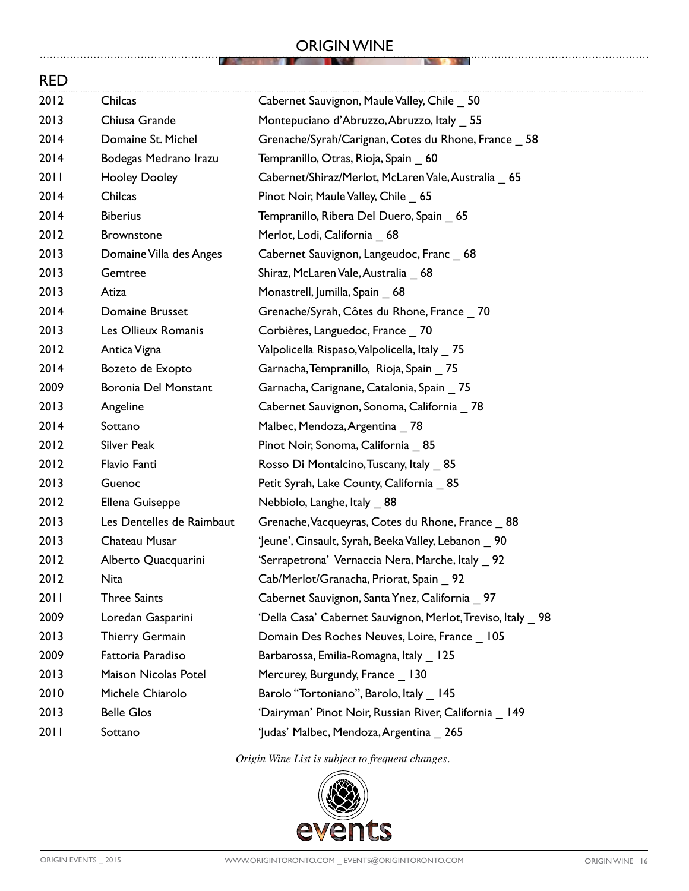# ORIGIN WINE

## RED

| | | |
|---|---|---|
| 2012 | Chilcas | Cabernet Sauvignon, Maule Valley, Chile _ 50 |
| 2013 | Chiusa Grande | Montepuciano d'Abruzzo, Abruzzo, Italy _ 55 |
| 2014 | Domaine St. Michel | Grenache/Syrah/Carignan, Cotes du Rhone, France _ 58 |
| 2014 | Bodegas Medrano Irazu | Tempranillo, Otras, Rioja, Spain _ 60 |
| 2011 | Hooley Dooley | Cabernet/Shiraz/Merlot, McLaren Vale, Australia _ 65 |
| 2014 | Chilcas | Pinot Noir, Maule Valley, Chile _ 65 |
| 2014 | Biberius | Tempranillo, Ribera Del Duero, Spain _ 65 |
| 2012 | Brownstone | Merlot, Lodi, California _ 68 |
| 2013 | Domaine Villa des Anges | Cabernet Sauvignon, Langeudoc, Franc _ 68 |
| 2013 | Gemtree | Shiraz, McLaren Vale, Australia _ 68 |
| 2013 | Atiza | Monastrell, Jumilla, Spain _ 68 |
| 2014 | Domaine Brusset | Grenache/Syrah, Côtes du Rhone, France _ 70 |
| 2013 | Les Ollieux Romanis | Corbières, Languedoc, France _ 70 |
| 2012 | Antica Vigna | Valpolicella Rispaso, Valpolicella, Italy _ 75 |
| 2014 | Bozeto de Exopto | Garnacha, Tempranillo, Rioja, Spain _ 75 |
| 2009 | Boronia Del Monstant | Garnacha, Carignane, Catalonia, Spain _ 75 |
| 2013 | Angeline | Cabernet Sauvignon, Sonoma, California _ 78 |
| 2014 | Sottano | Malbec, Mendoza, Argentina _ 78 |
| 2012 | Silver Peak | Pinot Noir, Sonoma, California _ 85 |
| 2012 | Flavio Fanti | Rosso Di Montalcino, Tuscany, Italy _ 85 |
| 2013 | Guenoc | Petit Syrah, Lake County, California _ 85 |
| 2012 | Ellena Guiseppe | Nebbiolo, Langhe, Italy _ 88 |
| 2013 | Les Dentelles de Raimbaut | Grenache, Vacqueyras, Cotes du Rhone, France _ 88 |
| 2013 | Chateau Musar | 'Jeune', Cinsault, Syrah, Beeka Valley, Lebanon _ 90 |
| 2012 | Alberto Quacquarini | 'Serrapetrona' Vernaccia Nera, Marche, Italy _ 92 |
| 2012 | Nita | Cab/Merlot/Granacha, Priorat, Spain _ 92 |
| 2011 | Three Saints | Cabernet Sauvignon, Santa Ynez, California _ 97 |
| 2009 | Loredan Gasparini | 'Della Casa' Cabernet Sauvignon, Merlot, Treviso, Italy _ 98 |
| 2013 | Thierry Germain | Domain Des Roches Neuves, Loire, France _ 105 |
| 2009 | Fattoria Paradiso | Barbarossa, Emilia-Romagna, Italy _ 125 |
| 2013 | Maison Nicolas Potel | Mercurey, Burgundy, France _ 130 |
| 2010 | Michele Chiarolo | Barolo "Tortoniano", Barolo, Italy _ 145 |
| 2013 | Belle Glos | 'Dairyman' Pinot Noir, Russian River, California _ 149 |
| 2011 | Sottano | 'Judas' Malbec, Mendoza, Argentina _ 265 |

*Origin Wine List is subject to frequent changes.*

events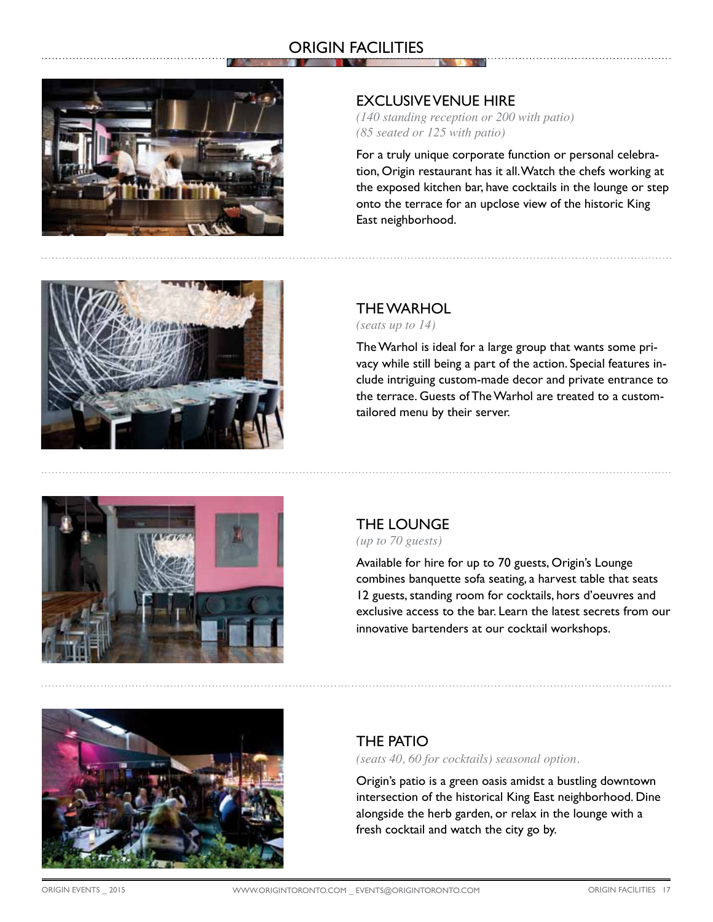# ORIGIN FACILITIES

## EXCLUSIVE VENUE HIRE

*(140 standing reception or 200 with patio)*
*(85 seated or 125 with patio)*

For a truly unique corporate function or personal celebration, Origin restaurant has it all. Watch the chefs working at the exposed kitchen bar, have cocktails in the lounge or step onto the terrace for an upclose view of the historic King East neighborhood.

## THE WARHOL

*(seats up to 14)*

The Warhol is ideal for a large group that wants some privacy while still being a part of the action. Special features include intriguing custom-made decor and private entrance to the terrace. Guests of The Warhol are treated to a custom-tailored menu by their server.

## THE LOUNGE

*(up to 70 guests)*

Available for hire for up to 70 guests, Origin's Lounge combines banquette sofa seating, a harvest table that seats 12 guests, standing room for cocktails, hors d'oeuvres and exclusive access to the bar. Learn the latest secrets from our innovative bartenders at our cocktail workshops.

## THE PATIO

*(seats 40, 60 for cocktails) seasonal option.*

Origin's patio is a green oasis amidst a bustling downtown intersection of the historical King East neighborhood. Dine alongside the herb garden, or relax in the lounge with a fresh cocktail and watch the city go by.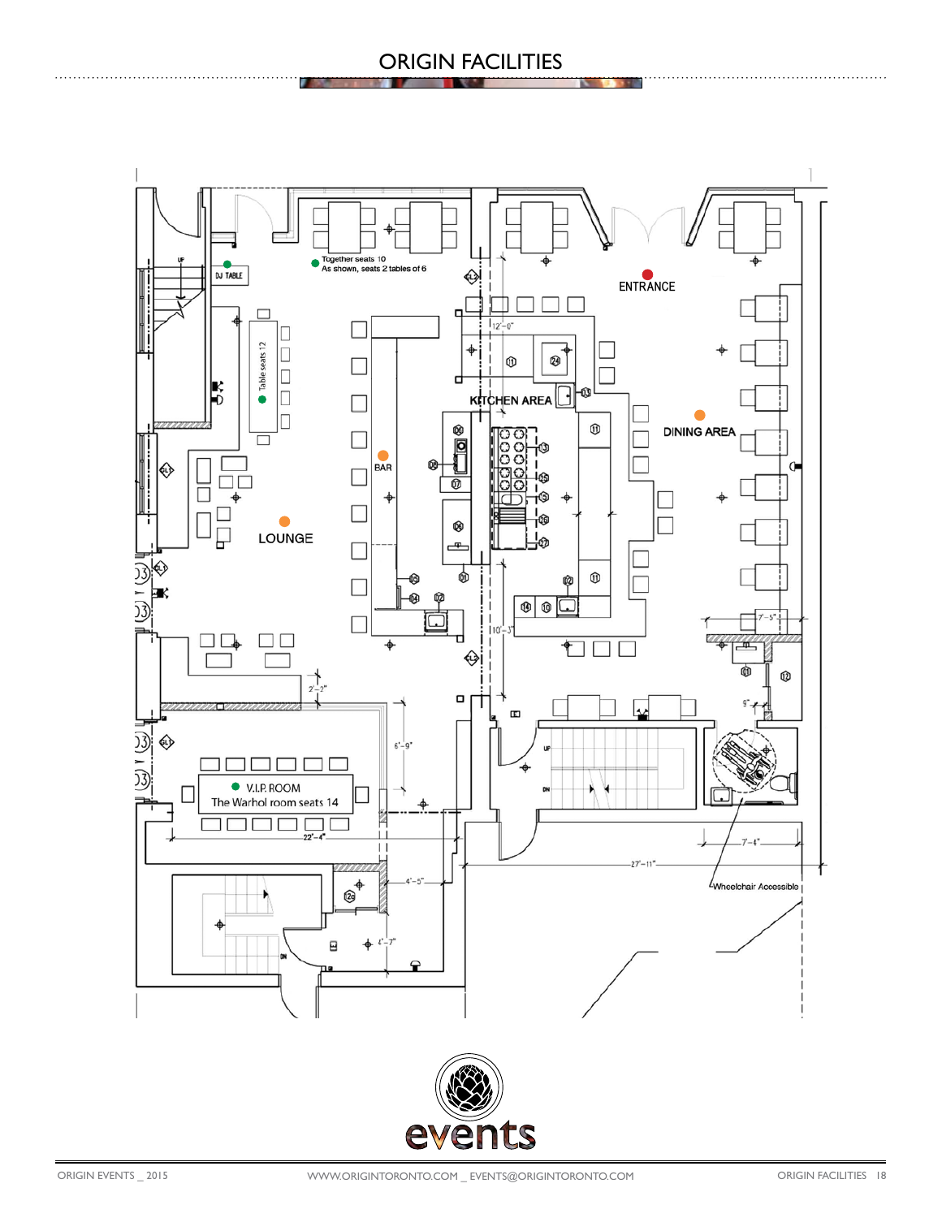# ORIGIN FACILITIES

DJ TABLE

Together seats 10
As shown, seats 2 tables of 6

ENTRANCE

Table seats 12

KITCHEN AREA

DINING AREA

BAR

LOUNGE

V.I.P. ROOM
The Warhol room seats 14

Wheelchair Accessible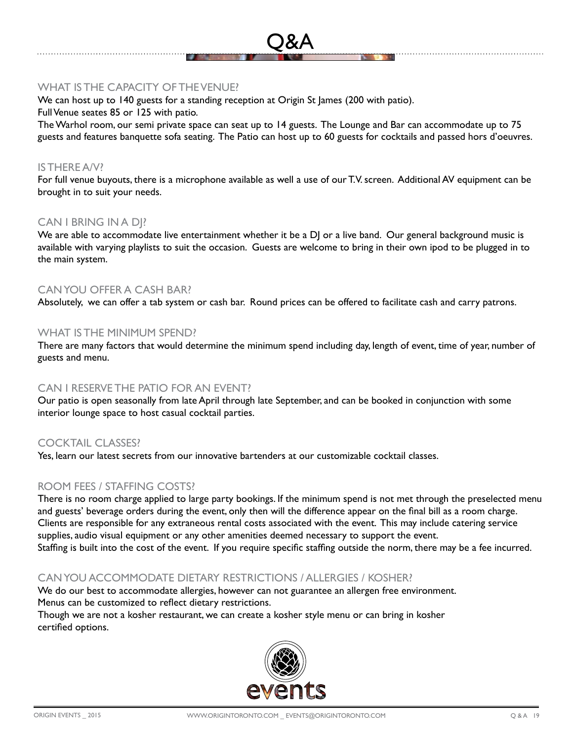# Q&A

## WHAT IS THE CAPACITY OF THE VENUE?

We can host up to 140 guests for a standing reception at Origin St James (200 with patio).
Full Venue seates 85 or 125 with patio.
The Warhol room, our semi private space can seat up to 14 guests. The Lounge and Bar can accommodate up to 75 guests and features banquette sofa seating. The Patio can host up to 60 guests for cocktails and passed hors d'oeuvres.

## IS THERE A/V?

For full venue buyouts, there is a microphone available as well a use of our T.V. screen. Additional AV equipment can be brought in to suit your needs.

## CAN I BRING IN A DJ?

We are able to accommodate live entertainment whether it be a DJ or a live band. Our general background music is available with varying playlists to suit the occasion. Guests are welcome to bring in their own ipod to be plugged in to the main system.

## CAN YOU OFFER A CASH BAR?

Absolutely, we can offer a tab system or cash bar. Round prices can be offered to facilitate cash and carry patrons.

## WHAT IS THE MINIMUM SPEND?

There are many factors that would determine the minimum spend including day, length of event, time of year, number of guests and menu.

## CAN I RESERVE THE PATIO FOR AN EVENT?

Our patio is open seasonally from late April through late September, and can be booked in conjunction with some interior lounge space to host casual cocktail parties.

## COCKTAIL CLASSES?

Yes, learn our latest secrets from our innovative bartenders at our customizable cocktail classes.

## ROOM FEES / STAFFING COSTS?

There is no room charge applied to large party bookings. If the minimum spend is not met through the preselected menu and guests' beverage orders during the event, only then will the difference appear on the final bill as a room charge. Clients are responsible for any extraneous rental costs associated with the event. This may include catering service supplies, audio visual equipment or any other amenities deemed necessary to support the event.
Staffing is built into the cost of the event. If you require specific staffing outside the norm, there may be a fee incurred.

## CAN YOU ACCOMMODATE DIETARY RESTRICTIONS / ALLERGIES / KOSHER?

We do our best to accommodate allergies, however can not guarantee an allergen free environment.
Menus can be customized to reflect dietary restrictions.
Though we are not a kosher restaurant, we can create a kosher style menu or can bring in kosher certified options.

events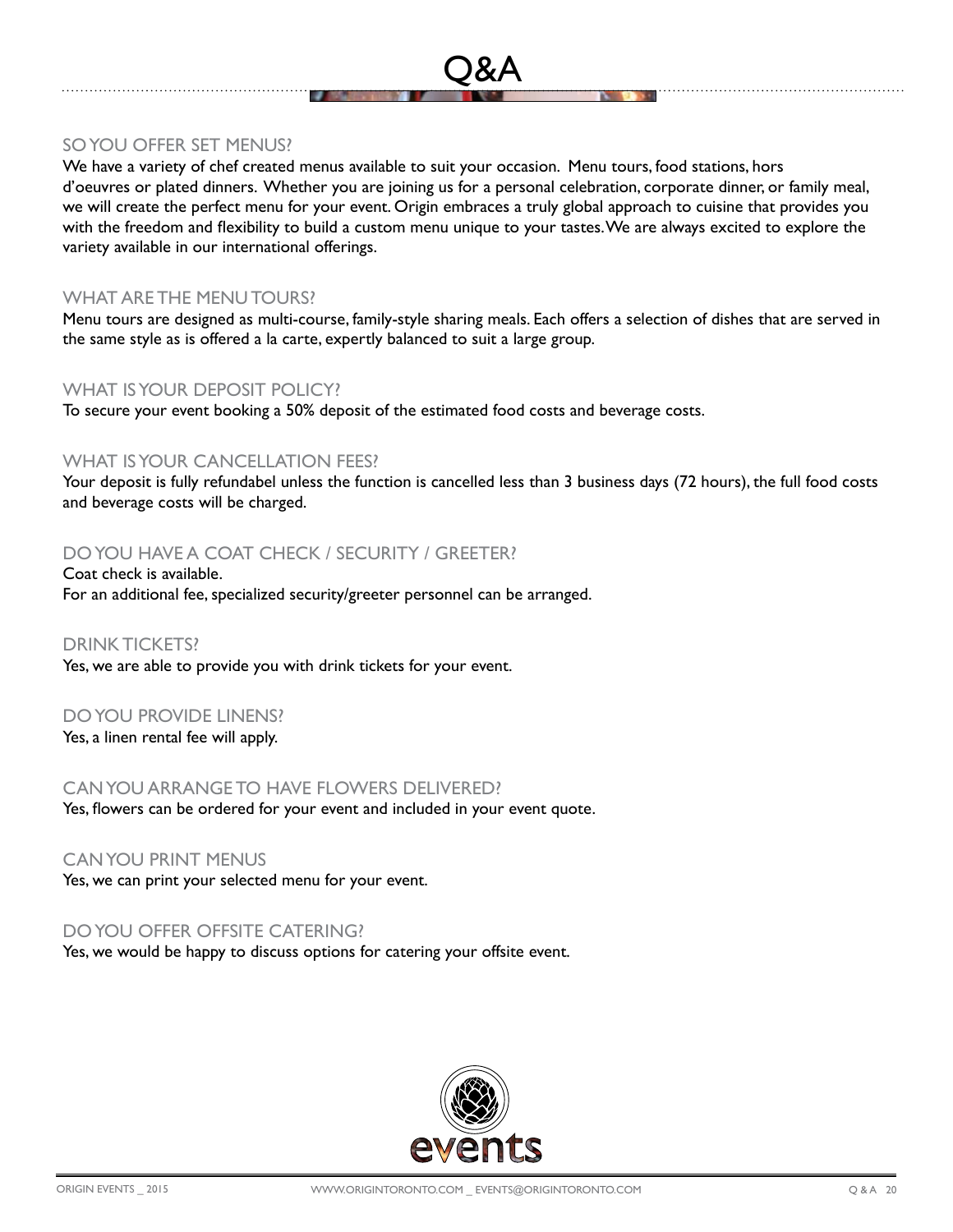# Q&A

### SO YOU OFFER SET MENUS?

We have a variety of chef created menus available to suit your occasion. Menu tours, food stations, hors d'oeuvres or plated dinners. Whether you are joining us for a personal celebration, corporate dinner, or family meal, we will create the perfect menu for your event. Origin embraces a truly global approach to cuisine that provides you with the freedom and flexibility to build a custom menu unique to your tastes. We are always excited to explore the variety available in our international offerings.

### WHAT ARE THE MENU TOURS?

Menu tours are designed as multi-course, family-style sharing meals. Each offers a selection of dishes that are served in the same style as is offered a la carte, expertly balanced to suit a large group.

### WHAT IS YOUR DEPOSIT POLICY?

To secure your event booking a 50% deposit of the estimated food costs and beverage costs.

### WHAT IS YOUR CANCELLATION FEES?

Your deposit is fully refundabel unless the function is cancelled less than 3 business days (72 hours), the full food costs and beverage costs will be charged.

### DO YOU HAVE A COAT CHECK / SECURITY / GREETER?

Coat check is available.
For an additional fee, specialized security/greeter personnel can be arranged.

### DRINK TICKETS?

Yes, we are able to provide you with drink tickets for your event.

### DO YOU PROVIDE LINENS?

Yes, a linen rental fee will apply.

### CAN YOU ARRANGE TO HAVE FLOWERS DELIVERED?

Yes, flowers can be ordered for your event and included in your event quote.

### CAN YOU PRINT MENUS

Yes, we can print your selected menu for your event.

### DO YOU OFFER OFFSITE CATERING?

Yes, we would be happy to discuss options for catering your offsite event.

events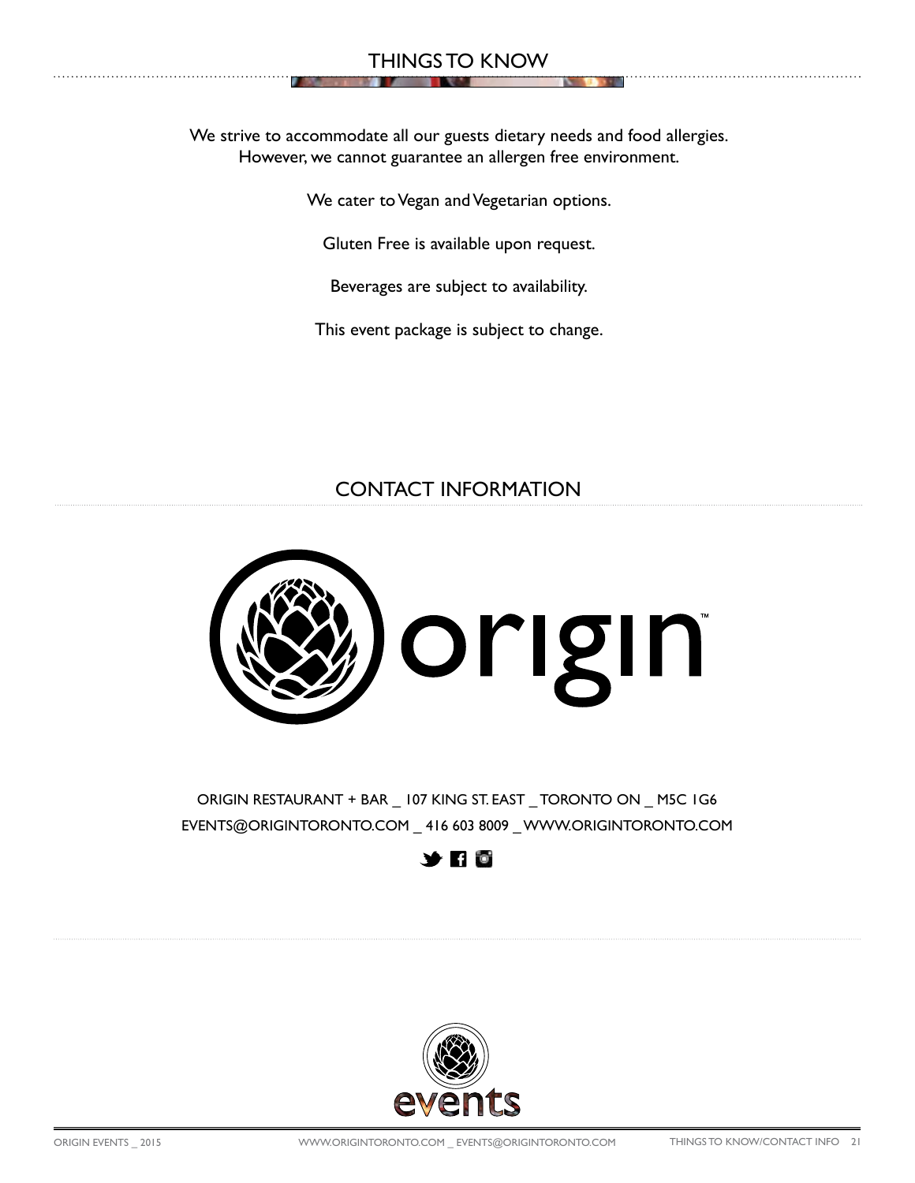## THINGS TO KNOW

We strive to accommodate all our guests dietary needs and food allergies. However, we cannot guarantee an allergen free environment.

We cater to Vegan and Vegetarian options.

Gluten Free is available upon request.

Beverages are subject to availability.

This event package is subject to change.

## CONTACT INFORMATION

origin™

ORIGIN RESTAURANT + BAR _ 107 KING ST. EAST _ TORONTO ON _ M5C 1G6
EVENTS@ORIGINTORONTO.COM _ 416 603 8009 _ WWW.ORIGINTORONTO.COM

events